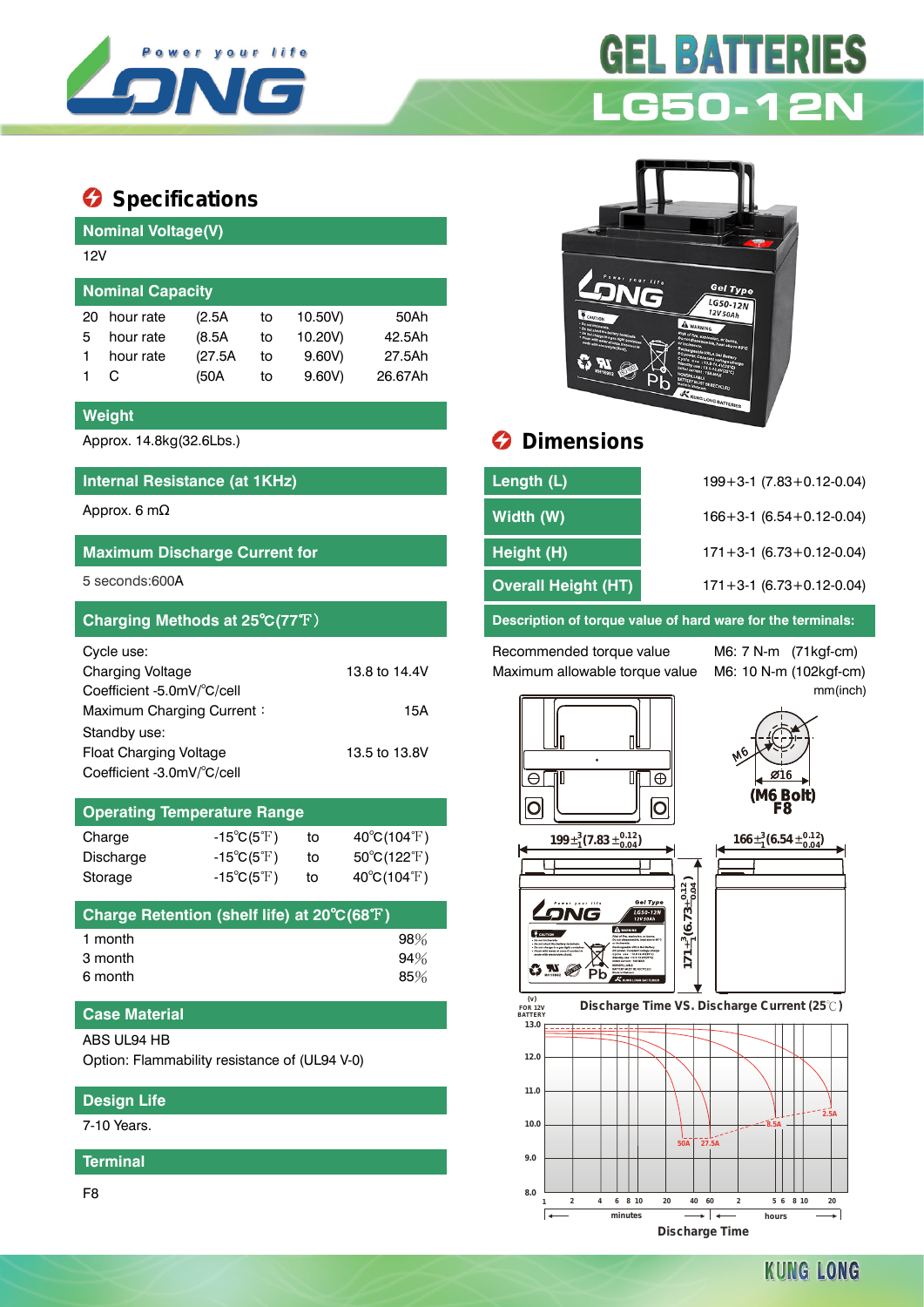# GEL BATTERIES

## LG50-12N

## Specifications

### Nominal Voltage(V)

12V

### Nominal Capacity

| | | | | | |
|---|---|---|---|---|---|
| 20 | hour rate | (2.5A | to | 10.50V) | 50Ah |
| 5 | hour rate | (8.5A | to | 10.20V) | 42.5Ah |
| 1 | hour rate | (27.5A | to | 9.60V) | 27.5Ah |
| 1 | C | (50A | to | 9.60V) | 26.67Ah |

### Weight

Approx. 14.8kg(32.6Lbs.)

### Internal Resistance (at 1KHz)

Approx. 6 mΩ

### Maximum Discharge Current for

5 seconds:600A

### Charging Methods at 25℃(77℉)

Cycle use:

Charging Voltage 13.8 to 14.4V

Coefficient -5.0mV/℃/cell

Maximum Charging Current： 15A

Standby use:

Float Charging Voltage 13.5 to 13.8V

Coefficient -3.0mV/℃/cell

### Operating Temperature Range

| | | | |
|---|---|---|---|
| Charge | -15℃(5℉) | to | 40℃(104℉) |
| Discharge | -15℃(5℉) | to | 50℃(122℉) |
| Storage | -15℃(5℉) | to | 40℃(104℉) |

### Charge Retention (shelf life) at 20℃(68℉)

| | |
|---|---|
| 1 month | 98% |
| 3 month | 94% |
| 6 month | 85% |

### Case Material

ABS UL94 HB

Option: Flammability resistance of (UL94 V-0)

### Design Life

7-10 Years.

### Terminal

F8

## Dimensions

| | |
|---|---|
| Length (L) | 199+3-1 (7.83+0.12-0.04) |
| Width (W) | 166+3-1 (6.54+0.12-0.04) |
| Height (H) | 171+3-1 (6.73+0.12-0.04) |
| Overall Height (HT) | 171+3-1 (6.73+0.12-0.04) |

### Description of torque value of hard ware for the terminals:

| | |
|---|---|
| Recommended torque value | M6: 7 N-m (71kgf-cm) |
| Maximum allowable torque value | M6: 10 N-m (102kgf-cm) |

mm(inch)

M6 Ø16 (M6 Bolt) F8

$199^{+3}_{-1}(7.83^{+0.12}_{-0.04})$ $166^{+3}_{-1}(6.54^{+0.12}_{-0.04})$ $171^{+3}_{-1}(6.73^{+0.12}_{-0.04})$

Discharge Time VS. Discharge Current (25℃)

Discharge Time

KUNG LONG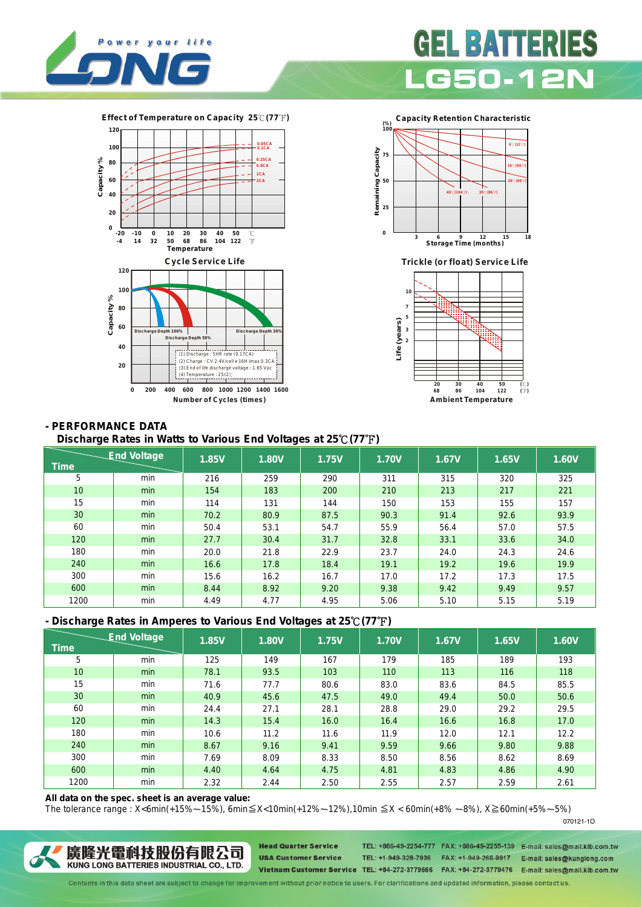Power your life

LONG

# GEL BATTERIES

## LG50-12N

**Effect of Temperature on Capacity 25℃(77℉)**

Capacity %

120
100
80
60
40
20
0

0.05CA
0.1CA
0.25CA
0.6CA
1CA
2CA

-20 -10 0 10 20 30 40 50 ℃
-4 14 32 50 68 86 104 122 ℉

Temperature

**Capacity Retention Characteristic**

(%)
100
75
50
25
0

Remaining Capacity

0℃(32℉)
10℃(50℉)
20℃(68℉)
40℃(104℉)
30℃(86℉)

3 6 9 12 15 18

Storage Time (months)

**Cycle Service Life**

Capacity %

120
100
80
60
40
20

Discharge Depth 100%
Discharge Depth 50%
Discharge Depth 30%

(1) Discharge : 5HR rate (0.17CA)
(2) Charge : CV 2.4V/cell×16H Imax 0.3CA
(3) End of life discharge voltage : 1.65 Vpc
(4) Temperature : 25±2℃

0 200 400 600 800 1000 1200 1400 1600

Number of Cycles (times)

**Trickle (or float) Service Life**

Life (years)

10
7
5
3
2

20 30 40 50 (℃)
68 86 104 122 (℉)

Ambient Temperature

## - PERFORMANCE DATA

**Discharge Rates in Watts to Various End Voltages at 25℃(77℉)**

| Time | | 1.85V | 1.80V | 1.75V | 1.70V | 1.67V | 1.65V | 1.60V |
|---|---|---|---|---|---|---|---|---|
| 5 | min | 216 | 259 | 290 | 311 | 315 | 320 | 325 |
| 10 | min | 154 | 183 | 200 | 210 | 213 | 217 | 221 |
| 15 | min | 114 | 131 | 144 | 150 | 153 | 155 | 157 |
| 30 | min | 70.2 | 80.9 | 87.5 | 90.3 | 91.4 | 92.6 | 93.9 |
| 60 | min | 50.4 | 53.1 | 54.7 | 55.9 | 56.4 | 57.0 | 57.5 |
| 120 | min | 27.7 | 30.4 | 31.7 | 32.8 | 33.1 | 33.6 | 34.0 |
| 180 | min | 20.0 | 21.8 | 22.9 | 23.7 | 24.0 | 24.3 | 24.6 |
| 240 | min | 16.6 | 17.8 | 18.4 | 19.1 | 19.2 | 19.6 | 19.9 |
| 300 | min | 15.6 | 16.2 | 16.7 | 17.0 | 17.2 | 17.3 | 17.5 |
| 600 | min | 8.44 | 8.92 | 9.20 | 9.38 | 9.42 | 9.49 | 9.57 |
| 1200 | min | 4.49 | 4.77 | 4.95 | 5.06 | 5.10 | 5.15 | 5.19 |

**- Discharge Rates in Amperes to Various End Voltages at 25℃(77℉)**

| Time | | 1.85V | 1.80V | 1.75V | 1.70V | 1.67V | 1.65V | 1.60V |
|---|---|---|---|---|---|---|---|---|
| 5 | min | 125 | 149 | 167 | 179 | 185 | 189 | 193 |
| 10 | min | 78.1 | 93.5 | 103 | 110 | 113 | 116 | 118 |
| 15 | min | 71.6 | 77.7 | 80.6 | 83.0 | 83.6 | 84.5 | 85.5 |
| 30 | min | 40.9 | 45.6 | 47.5 | 49.0 | 49.4 | 50.0 | 50.6 |
| 60 | min | 24.4 | 27.1 | 28.1 | 28.8 | 29.0 | 29.2 | 29.5 |
| 120 | min | 14.3 | 15.4 | 16.0 | 16.4 | 16.6 | 16.8 | 17.0 |
| 180 | min | 10.6 | 11.2 | 11.6 | 11.9 | 12.0 | 12.1 | 12.2 |
| 240 | min | 8.67 | 9.16 | 9.41 | 9.59 | 9.66 | 9.80 | 9.88 |
| 300 | min | 7.69 | 8.09 | 8.33 | 8.50 | 8.56 | 8.62 | 8.69 |
| 600 | min | 4.40 | 4.64 | 4.75 | 4.81 | 4.83 | 4.86 | 4.90 |
| 1200 | min | 2.32 | 2.44 | 2.50 | 2.55 | 2.57 | 2.59 | 2.61 |

**All data on the spec. sheet is an average value:**

The tolerance range : X<6min(+15%~15%), 6min≦X<10min(+12%~12%),10min ≦X < 60min(+8% ~8%), X≧60min(+5%~5%)

070121-1O

廣隆光電科技股份有限公司
KUNG LONG BATTERIES INDUSTRIAL CO., LTD.

| | | | |
|---|---|---|---|
| **Head Quarter Service** | TEL: +886-49-2254-777 | FAX: +886-49-2255-139 | E-mail: sales@mail.klb.com.tw |
| **USA Customer Service** | TEL: +1-949-328-7936 | FAX: +1-949-266-9917 | E-mail: sales@kunglong.com |
| **Vietnam Customer Service** | TEL: +84-272-3779666 | FAX: +84-272-3779476 | E-mail: sales@mail.klb.com.tw |

Contents in this data sheet are subject to change for improvement without prior notice to users. For clarifications and updated information, please contact us.